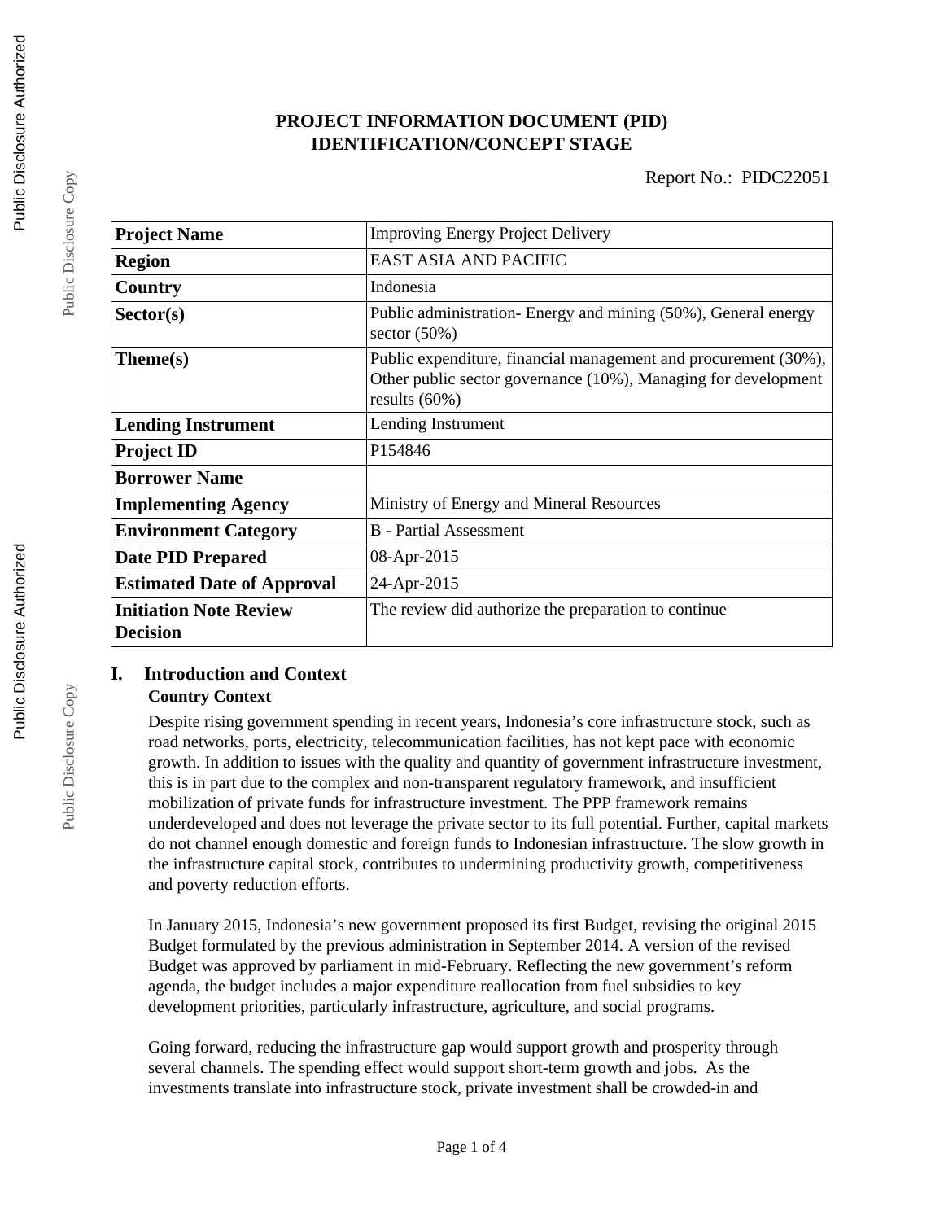# PROJECT INFORMATION DOCUMENT (PID)
## IDENTIFICATION/CONCEPT STAGE

Report No.: PIDC22051

| | |
|---|---|
| **Project Name** | Improving Energy Project Delivery |
| **Region** | EAST ASIA AND PACIFIC |
| **Country** | Indonesia |
| **Sector(s)** | Public administration- Energy and mining (50%), General energy sector (50%) |
| **Theme(s)** | Public expenditure, financial management and procurement (30%), Other public sector governance (10%), Managing for development results (60%) |
| **Lending Instrument** | Lending Instrument |
| **Project ID** | P154846 |
| **Borrower Name** | |
| **Implementing Agency** | Ministry of Energy and Mineral Resources |
| **Environment Category** | B - Partial Assessment |
| **Date PID Prepared** | 08-Apr-2015 |
| **Estimated Date of Approval** | 24-Apr-2015 |
| **Initiation Note Review Decision** | The review did authorize the preparation to continue |

## I. Introduction and Context

### Country Context

Despite rising government spending in recent years, Indonesia's core infrastructure stock, such as road networks, ports, electricity, telecommunication facilities, has not kept pace with economic growth. In addition to issues with the quality and quantity of government infrastructure investment, this is in part due to the complex and non-transparent regulatory framework, and insufficient mobilization of private funds for infrastructure investment. The PPP framework remains underdeveloped and does not leverage the private sector to its full potential. Further, capital markets do not channel enough domestic and foreign funds to Indonesian infrastructure. The slow growth in the infrastructure capital stock, contributes to undermining productivity growth, competitiveness and poverty reduction efforts.

In January 2015, Indonesia's new government proposed its first Budget, revising the original 2015 Budget formulated by the previous administration in September 2014. A version of the revised Budget was approved by parliament in mid-February. Reflecting the new government's reform agenda, the budget includes a major expenditure reallocation from fuel subsidies to key development priorities, particularly infrastructure, agriculture, and social programs.

Going forward, reducing the infrastructure gap would support growth and prosperity through several channels. The spending effect would support short-term growth and jobs. As the investments translate into infrastructure stock, private investment shall be crowded-in and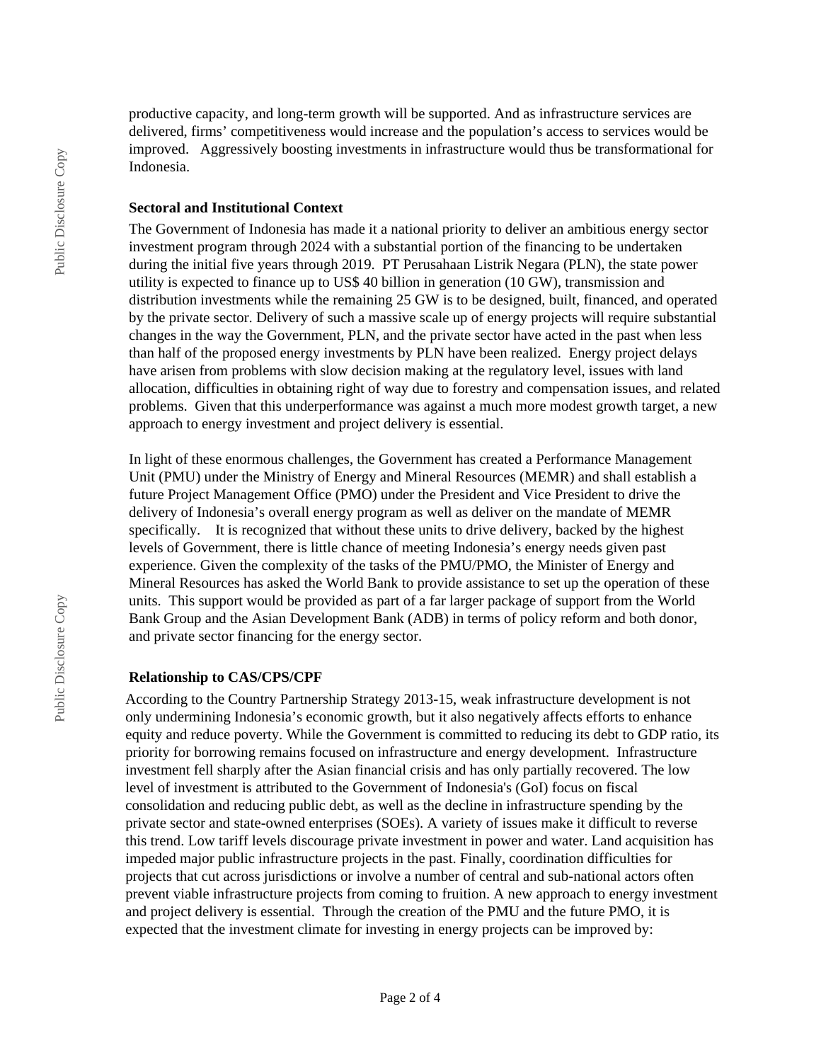productive capacity, and long-term growth will be supported. And as infrastructure services are delivered, firms' competitiveness would increase and the population's access to services would be improved. Aggressively boosting investments in infrastructure would thus be transformational for Indonesia.

**Sectoral and Institutional Context**

The Government of Indonesia has made it a national priority to deliver an ambitious energy sector investment program through 2024 with a substantial portion of the financing to be undertaken during the initial five years through 2019. PT Perusahaan Listrik Negara (PLN), the state power utility is expected to finance up to US$ 40 billion in generation (10 GW), transmission and distribution investments while the remaining 25 GW is to be designed, built, financed, and operated by the private sector. Delivery of such a massive scale up of energy projects will require substantial changes in the way the Government, PLN, and the private sector have acted in the past when less than half of the proposed energy investments by PLN have been realized. Energy project delays have arisen from problems with slow decision making at the regulatory level, issues with land allocation, difficulties in obtaining right of way due to forestry and compensation issues, and related problems. Given that this underperformance was against a much more modest growth target, a new approach to energy investment and project delivery is essential.

In light of these enormous challenges, the Government has created a Performance Management Unit (PMU) under the Ministry of Energy and Mineral Resources (MEMR) and shall establish a future Project Management Office (PMO) under the President and Vice President to drive the delivery of Indonesia's overall energy program as well as deliver on the mandate of MEMR specifically. It is recognized that without these units to drive delivery, backed by the highest levels of Government, there is little chance of meeting Indonesia's energy needs given past experience. Given the complexity of the tasks of the PMU/PMO, the Minister of Energy and Mineral Resources has asked the World Bank to provide assistance to set up the operation of these units. This support would be provided as part of a far larger package of support from the World Bank Group and the Asian Development Bank (ADB) in terms of policy reform and both donor, and private sector financing for the energy sector.

**Relationship to CAS/CPS/CPF**

According to the Country Partnership Strategy 2013-15, weak infrastructure development is not only undermining Indonesia's economic growth, but it also negatively affects efforts to enhance equity and reduce poverty. While the Government is committed to reducing its debt to GDP ratio, its priority for borrowing remains focused on infrastructure and energy development. Infrastructure investment fell sharply after the Asian financial crisis and has only partially recovered. The low level of investment is attributed to the Government of Indonesia's (GoI) focus on fiscal consolidation and reducing public debt, as well as the decline in infrastructure spending by the private sector and state-owned enterprises (SOEs). A variety of issues make it difficult to reverse this trend. Low tariff levels discourage private investment in power and water. Land acquisition has impeded major public infrastructure projects in the past. Finally, coordination difficulties for projects that cut across jurisdictions or involve a number of central and sub-national actors often prevent viable infrastructure projects from coming to fruition. A new approach to energy investment and project delivery is essential. Through the creation of the PMU and the future PMO, it is expected that the investment climate for investing in energy projects can be improved by: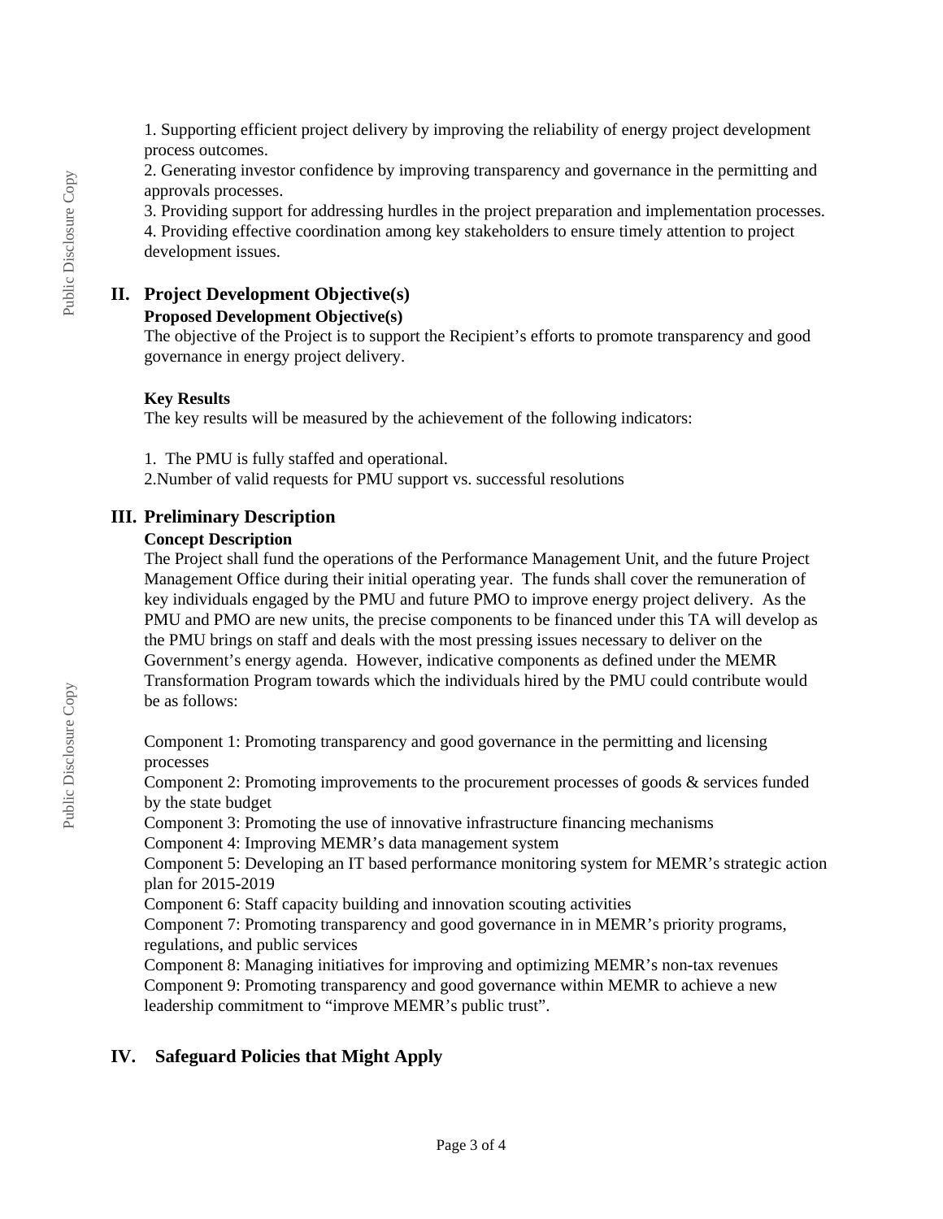1. Supporting efficient project delivery by improving the reliability of energy project development process outcomes.
2. Generating investor confidence by improving transparency and governance in the permitting and approvals processes.
3. Providing support for addressing hurdles in the project preparation and implementation processes.
4. Providing effective coordination among key stakeholders to ensure timely attention to project development issues.

## II. Project Development Objective(s)

### Proposed Development Objective(s)

The objective of the Project is to support the Recipient's efforts to promote transparency and good governance in energy project delivery.

### Key Results

The key results will be measured by the achievement of the following indicators:

1. The PMU is fully staffed and operational.
2. Number of valid requests for PMU support vs. successful resolutions

## III. Preliminary Description

### Concept Description

The Project shall fund the operations of the Performance Management Unit, and the future Project Management Office during their initial operating year. The funds shall cover the remuneration of key individuals engaged by the PMU and future PMO to improve energy project delivery. As the PMU and PMO are new units, the precise components to be financed under this TA will develop as the PMU brings on staff and deals with the most pressing issues necessary to deliver on the Government's energy agenda. However, indicative components as defined under the MEMR Transformation Program towards which the individuals hired by the PMU could contribute would be as follows:

Component 1: Promoting transparency and good governance in the permitting and licensing processes
Component 2: Promoting improvements to the procurement processes of goods & services funded by the state budget
Component 3: Promoting the use of innovative infrastructure financing mechanisms
Component 4: Improving MEMR's data management system
Component 5: Developing an IT based performance monitoring system for MEMR's strategic action plan for 2015-2019
Component 6: Staff capacity building and innovation scouting activities
Component 7: Promoting transparency and good governance in in MEMR's priority programs, regulations, and public services
Component 8: Managing initiatives for improving and optimizing MEMR's non-tax revenues
Component 9: Promoting transparency and good governance within MEMR to achieve a new leadership commitment to "improve MEMR's public trust".

## IV. Safeguard Policies that Might Apply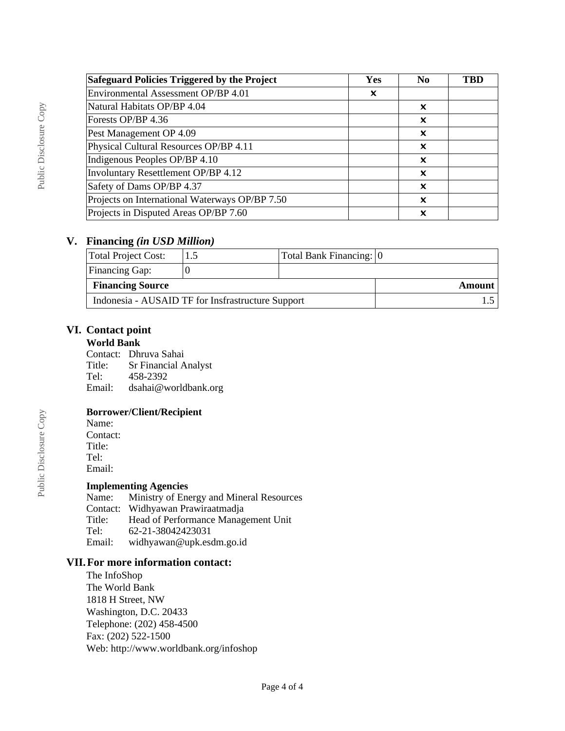| Safeguard Policies Triggered by the Project | Yes | No | TBD |
|---|---|---|---|
| Environmental Assessment OP/BP 4.01 | × | | |
| Natural Habitats OP/BP 4.04 | | × | |
| Forests OP/BP 4.36 | | × | |
| Pest Management OP 4.09 | | × | |
| Physical Cultural Resources OP/BP 4.11 | | × | |
| Indigenous Peoples OP/BP 4.10 | | × | |
| Involuntary Resettlement OP/BP 4.12 | | × | |
| Safety of Dams OP/BP 4.37 | | × | |
| Projects on International Waterways OP/BP 7.50 | | × | |
| Projects in Disputed Areas OP/BP 7.60 | | × | |

## V. Financing *(in USD Million)*

| | | | |
|---|---|---|---|
| Total Project Cost: | 1.5 | Total Bank Financing: | 0 |
| Financing Gap: | 0 | | |

| Financing Source | Amount |
|---|---|
| Indonesia - AUSAID TF for Insfrastructure Support | 1.5 |

## VI. Contact point

**World Bank**

Contact: Dhruva Sahai
Title: Sr Financial Analyst
Tel: 458-2392
Email: dsahai@worldbank.org

**Borrower/Client/Recipient**

Name:
Contact:
Title:
Tel:
Email:

**Implementing Agencies**

Name: Ministry of Energy and Mineral Resources
Contact: Widhyawan Prawiraatmadja
Title: Head of Performance Management Unit
Tel: 62-21-38042423031
Email: widhyawan@upk.esdm.go.id

## VII. For more information contact:

The InfoShop
The World Bank
1818 H Street, NW
Washington, D.C. 20433
Telephone: (202) 458-4500
Fax: (202) 522-1500
Web: http://www.worldbank.org/infoshop